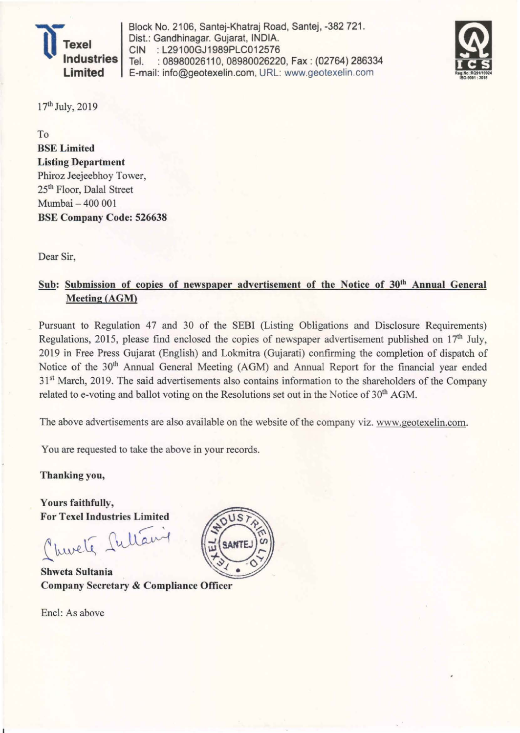**Texel Industries Limited**

Block No. 2106, Santej-Khatraj Road, Santej, -382 721.
Dist.: Gandhinagar. Gujarat, INDIA.
CIN : L29100GJ1989PLC012576
Tel. : 08980026110, 08980026220, Fax : (02764) 286334
E-mail: info@geotexelin.com, URL: www.geotexelin.com

ICS Reg.No.:RQ91/10024 ISO-9001 : 2015

17th July, 2019

To
**BSE Limited**
**Listing Department**
Phiroz Jeejeebhoy Tower,
25th Floor, Dalal Street
Mumbai – 400 001
**BSE Company Code: 526638**

Dear Sir,

**Sub: Submission of copies of newspaper advertisement of the Notice of 30th Annual General Meeting (AGM)**

Pursuant to Regulation 47 and 30 of the SEBI (Listing Obligations and Disclosure Requirements) Regulations, 2015, please find enclosed the copies of newspaper advertisement published on 17th July, 2019 in Free Press Gujarat (English) and Lokmitra (Gujarati) confirming the completion of dispatch of Notice of the 30th Annual General Meeting (AGM) and Annual Report for the financial year ended 31st March, 2019. The said advertisements also contains information to the shareholders of the Company related to e-voting and ballot voting on the Resolutions set out in the Notice of 30th AGM.

The above advertisements are also available on the website of the company viz. www.geotexelin.com.

You are requested to take the above in your records.

**Thanking you,**

**Yours faithfully,**
**For Texel Industries Limited**

**Shweta Sultania**
**Company Secretary & Compliance Officer**

Encl: As above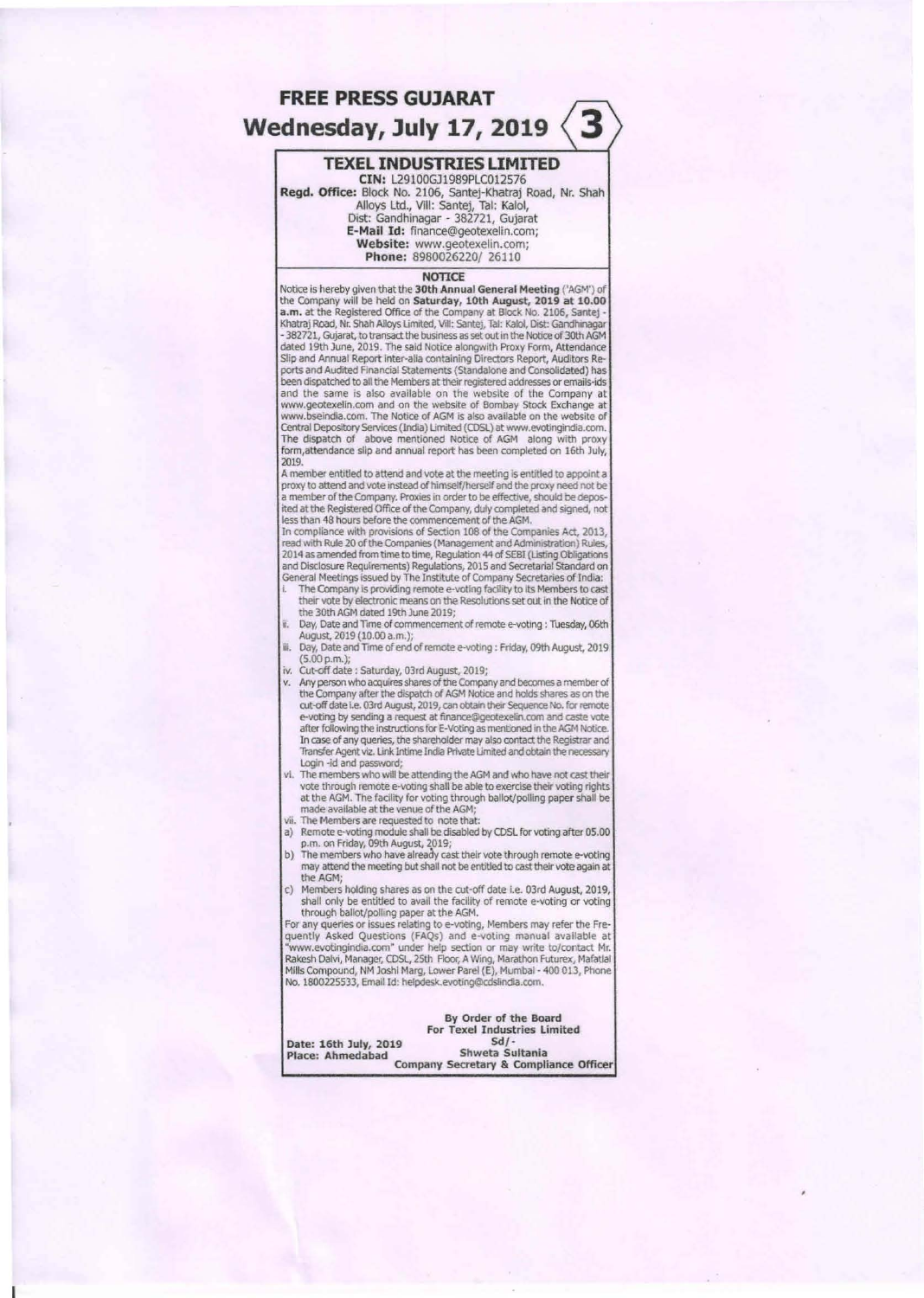# FREE PRESS GUJARAT
## Wednesday, July 17, 2019

## TEXEL INDUSTRIES LIMITED

**CIN:** L29100GJ1989PLC012576
**Regd. Office:** Block No. 2106, Santej-Khatraj Road, Nr. Shah Alloys Ltd., Vill: Santej, Tal: Kalol, Dist: Gandhinagar - 382721, Gujarat
**E-Mail Id:** finance@geotexelin.com;
**Website:** www.geotexelin.com;
**Phone:** 8980026220/ 26110

### NOTICE

Notice is hereby given that the **30th Annual General Meeting** ('AGM') of the Company will be held on **Saturday, 10th August, 2019 at 10.00 a.m.** at the Registered Office of the Company at Block No. 2106, Santej - Khatraj Road, Nr. Shah Alloys Limited, Vill: Santej, Tal: Kalol, Dist: Gandhinagar - 382721, Gujarat, to transact the business as set out in the Notice of 30th AGM dated 19th June, 2019. The said Notice alongwith Proxy Form, Attendance Slip and Annual Report inter-alia containing Directors Report, Auditors Reports and Audited Financial Statements (Standalone and Consolidated) has been dispatched to all the Members at their registered addresses or emails-ids and the same is also available on the website of the Company at www.geotexelin.com and on the website of Bombay Stock Exchange at www.bseindia.com. The Notice of AGM is also available on the website of Central Depository Services (India) Limited (CDSL) at www.evotingindia.com. The dispatch of above mentioned Notice of AGM along with proxy form,attendance slip and annual report has been completed on 16th July, 2019.

A member entitled to attend and vote at the meeting is entitled to appoint a proxy to attend and vote instead of himself/herself and the proxy need not be a member of the Company. Proxies in order to be effective, should be deposited at the Registered Office of the Company, duly completed and signed, not less than 48 hours before the commencement of the AGM.

In compliance with provisions of Section 108 of the Companies Act, 2013, read with Rule 20 of the Companies (Management and Administration) Rules, 2014 as amended from time to time, Regulation 44 of SEBI (Listing Obligations and Disclosure Requirements) Regulations, 2015 and Secretarial Standard on General Meetings issued by The Institute of Company Secretaries of India:

i. The Company is providing remote e-voting facility to its Members to cast their vote by electronic means on the Resolutions set out in the Notice of the 30th AGM dated 19th June 2019;
ii. Day, Date and Time of commencement of remote e-voting : Tuesday, 06th August, 2019 (10.00 a.m.);
iii. Day, Date and Time of end of remote e-voting : Friday, 09th August, 2019 (5.00 p.m.);
iv. Cut-off date : Saturday, 03rd August, 2019;
v. Any person who acquires shares of the Company and becomes a member of the Company after the dispatch of AGM Notice and holds shares as on the cut-off date i.e. 03rd August, 2019, can obtain their Sequence No. for remote e-voting by sending a request at finance@geotexelin.com and caste vote after following the instructions for E-Voting as mentioned in the AGM Notice. In case of any queries, the shareholder may also contact the Registrar and Transfer Agent viz. Link Intime India Private Limited and obtain the necessary Login -id and password;
vi. The members who will be attending the AGM and who have not cast their vote through remote e-voting shall be able to exercise their voting rights at the AGM. The facility for voting through ballot/polling paper shall be made available at the venue of the AGM;
vii. The Members are requested to note that:
a) Remote e-voting module shall be disabled by CDSL for voting after 05.00 p.m. on Friday, 09th August, 2019;
b) The members who have already cast their vote through remote e-voting may attend the meeting but shall not be entitled to cast their vote again at the AGM;
c) Members holding shares as on the cut-off date i.e. 03rd August, 2019, shall only be entitled to avail the facility of remote e-voting or voting through ballot/polling paper at the AGM.

For any queries or issues relating to e-voting, Members may refer the Frequently Asked Questions (FAQs) and e-voting manual available at "www.evotingindia.com" under help section or may write to/contact Mr. Rakesh Dalvi, Manager, CDSL, 25th Floor, A Wing, Marathon Futurex, Mafatlal Mills Compound, NM Joshi Marg, Lower Parel (E), Mumbai - 400 013, Phone No. 1800225533, Email Id: helpdesk.evoting@cdslindia.com.

**Date: 16th July, 2019**
**Place: Ahmedabad**

**By Order of the Board**
**For Texel Industries Limited**
Sd/-
**Shweta Sultania**
**Company Secretary & Compliance Officer**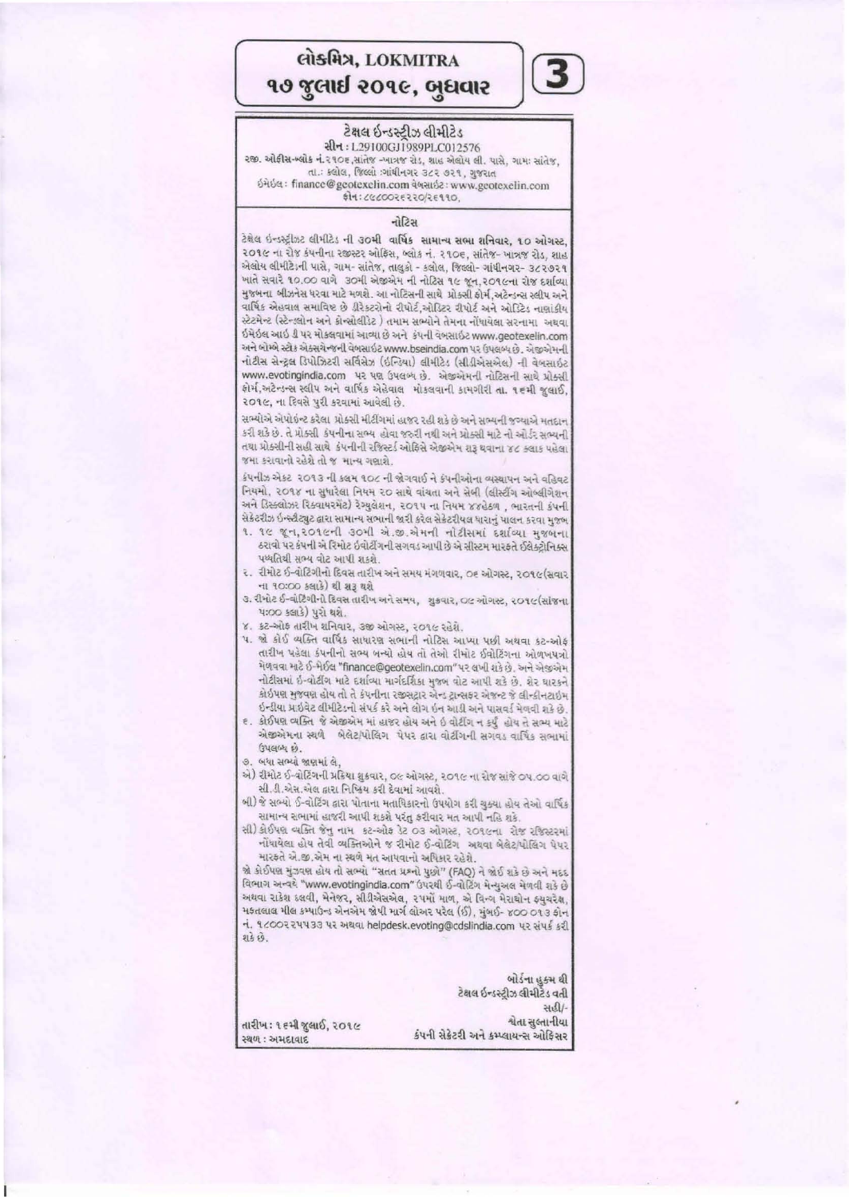# લોકમિત્ર, LOKMITRA
## ૧૭ જુલાઈ ૨૦૧૯, બુધવાર

### ટેક્ષલ ઈન્ડસ્ટ્રીઝ લીમીટેડ

**સીન : L29100GJ1989PLC012576**

રજી. ઓફીસ-બ્લોક નં.૨૧૦૬,સાંતેજ -ખાત્રજ રોડ, શાહ એલોય લી. પાસે, ગામ: સાંતેજ, તા.: કલોલ, જિલ્લો :ગાંધીનગર ૩૮૨ ૭૨૧, ગુજરાત

ઈમેઈલ: finance@geotexelin.com વેબસાઈટ: www.geotexelin.com

ફોન: ૮૯૮૦૦૨૬૨૨૦/૨૬૧૧૦,

### નોટિસ

ટેક્ષલ ઈન્ડસ્ટ્રીઝ લીમીટેડ ની ૩૦મી **વાર્ષિક સામાન્ય સભા શનિવાર, ૧૦ ઓગસ્ટ,** ૨૦૧૯ ના રોજ કંપનીના રજીસ્ટર ઓફિસ, બ્લોક નં. ૨૧૦૬, સાંતેજ- ખાત્રજ રોડ, શાહ એલોય લીમીટેડની પાસે, ગામ- સાંતેજ, તાલુકો - કલોલ, જિલ્લો- ગાંધીનગર- ૩૮૨૭૨૧ ખાતે સવારે ૧૦.૦૦ વાગે ૩૦મી એજીએમ ની નોટિસ ૧૯ જૂન,૨૦૧૯ના રોજ દર્શાવ્યા મુજબના બીઝનેસ પરવા માટે મળશે. આ નોટિસની સાથે પ્રોક્સી ફોર્મ,અટેન્ડન્સ સ્લીપ અને વાર્ષિક એહવાલ સમાવિષ્ટ છે ડીરેક્ટરોનો રીપોર્ટ,ઓડિટર રીપોર્ટ અને ઓડિટેડ નાણાંકીય સ્ટેટમેન્ટ (સ્ટેન્ડલોન અને કોન્સોલીડેટ ) તમામ સભ્યોને તેમના નોંધાયેલા સરનામા અથવા ઈમેઈલ આઈ ડી પર મોકલવામાં આવ્યા છે અને કંપની વેબસાઈટ www.geotexelin.com અને બોમ્બે સ્ટોક એક્સચેન્જની વેબસાઈટ www.bseindia.com પર ઉપલબ્ધ છે. એજીએમની નોટીસ સેન્ટ્રલ ડિપોઝિટરી સર્વિસેઝ (ઇન્ડિયા) લીમીટેડ (સીડીએસએલ) ની વેબસાઈટ www.evotingindia.com પર પણ ઉપલબ્ધ છે. એજીએમની નોટિસની સાથે પ્રોક્સી ફોર્મ,અટેન્ડન્સ સ્લીપ અને વાર્ષિક એહેવાલ મોકલવાની કામગીરી તા. ૧૬મી જુલાઈ, ૨૦૧૯, ના દિવસે પુરી કરવામાં આવેલી છે.

સભ્યોએ એપોઇન્ટ કરેલા પ્રોક્સી મીટીંગમાં હાજર રહી શકે છે અને સભ્યની જગ્યાએ મતદાન કરી શકે છે. તે પ્રોક્સી કંપનીના સભ્ય હોવા જરૂરી નથી અને પ્રોક્સી માટે નો ઓર્ડર સભ્યની તથા પ્રોક્સીની સહી સાથે કંપનીની રજિસ્ટર્ડ ઓફિસે એજીએમ શરૂ થવાના ૪૮ કલાક પહેલા જમા કરાવાનો રહેશે તો જ માન્ય ગણાશે.

કંપનીઝ એક્ટ ૨૦૧૩ ની કલમ ૧૦૮ ની જોગવાઈ ને કંપનીઓના વ્યસ્થાપન અને વહિવટ નિયમો, ૨૦૧૪ ના સુધારેલા નિયમ ૨૦ સાથે વાંચતા અને સેબી (લીસ્ટીંગ ઓબ્લીગેશન અને ડિસ્ક્લોઝર રિકવાયરમેંટ) રેગ્યુલેશન, ૨૦૧૫ ના નિયમ ૪૪હેઠળ , ભારતની કંપની સેક્રેટરીઝ ઇન્સ્ટીટ્યુટ દ્વારા સામાન્ય સભાની જારી કરેલ સેક્રેટરીયલ ધારાનું પાલન કરવા મુજબ

1. ૧૯ જૂન,૨૦૧૯ની ૩૦મી એ.જી.એમની નોટીસમાં દર્શાવ્યા મુજબના ઠરાવો પર કંપની એ રિમોટ ઈવોટીંગની સગવડ આપી છે એ સીસ્ટમ મારફતે ઈલેક્ટ્રોનિક્સ પધ્ધતિથી સભ્ય વોટ આપી શકશે.
2. રીમોટ ઈ-વોટિંગનો દિવસ તારીખ અને સમય મંગળવાર, ૦૬ ઓગસ્ટ, ૨૦૧૯(સવાર ના ૧૦:૦૦ કલાકે) થી શરૂ થશે
3. રીમોટ ઈ-વોટિંગનો દિવસ તારીખ અને સમય, શુક્રવાર, ૦૯ ઓગસ્ટ, ૨૦૧૯(સાંજના ૫:૦૦ કલાકે) પુરો થશે.
4. કટ-ઓફ તારીખ શનિવાર, ૩જી ઓગસ્ટ, ૨૦૧૯ રહેશે.
5. જો કોઈ વ્યક્તિ વાર્ષિક સાધારણ સભાની નોટિસ આપ્યા પછી અથવા કટ-ઓફ તારીખ પહેલા કંપનીનો સભ્ય બન્યો હોય તો તેઓ રીમોટ ઈવોટિંગના ઓળખપત્રો મેળવવા માટે ઈ-મેઈલ "finance@geotexelin.com" પર લખી શકે છે. અને એજીએમ નોટીસમાં ઈ-વોટીંગ માટે દર્શાવ્યા માર્ગદર્શિકા મુજબ વોટ આપી શકે છે. શેર ધારકને કોઈપણ મુજવણ હોય તો તે કંપનીના રજીસ્ટ્રાર એન્ડ ટ્રાન્સફર એજન્ટ જે લીન્કઈનટાઇમ ઈન્ડીયા પ્રાઈવેટ લીમીટેડનો સંપર્ક કરે અને લોગ ઈન આઈડી અને પાસવર્ડ મેળવી શકે છે.
6. કોઈપણ વ્યક્તિ જે એજીએમ માં હાજર હોય અને ઈ વોટીંગ ન કર્યું હોય તે સભ્ય માટે એજીએમના સ્થળે બેલેટ/પોલિંગ પેપર દ્વારા વોટીંગની સગવડ વાર્ષિક સભામાં ઉપલબ્ધ છે.
7. બધા સભ્યો જાણમાં લે,

એ) રીમોટ ઈ-વોટિંગની પ્રક્રિયા શુક્રવાર, ૦૯ ઓગસ્ટ, ૨૦૧૯ ના રોજ સાંજે ૦૫.૦૦ વાગે સી.ડી.એસ.એલ દ્વારા નિષ્ક્રિય કરી દેવામાં આવશે.

બી) જે સભ્યો ઈ-વોટિંગ દ્વારા પોતાના મતાધિકારનો ઉપયોગ કરી ચુક્યા હોય તેઓ વાર્ષિક સામાન્ય સભામાં હાજરી આપી શકશે પરંતુ ફરીવાર મત આપી નહિ શકે.

સી) કોઈપણ વ્યક્તિ જેનુ નામ કટ-ઓફ ડેટ ૦૩ ઓગસ્ટ, ૨૦૧૯ના રોજ રજિસ્ટરમાં નોંધાયેલ હોય તેવી વ્યક્તિઓને જ રીમોટ ઈ-વોટિંગ અથવા બેલેટ/પોલિંગ પેપર મારફતે એ.જી.એમ ના સ્થળે મત આપવાનો અધિકાર રહેશે.

જો કોઈપણ મુંઝવણ હોય તો સભ્યો "સતત પ્રશ્નો પુછો" (FAQ) ને જોઈ શકે છે અને મદદ વિભાગ અન્વયે "www.evotingindia.com" ઉપરથી ઈ-વોટિંગ મેન્યુઅલ મેળવી શકે છે અથવા રાકેશ દલવી, મેનેજર, સીડીએસએલ, ૨૫માં માળ, એ વિન્ગ મેરાથોન ફ્યુચરેક્ષ, મફતલાલ મીલ કમ્પાઉન્ડ એનએમ જોષી માર્ગ લોઅર પરેલ (ઈ), મુંબઈ- ૪૦૦ ૦૧૩ ફોન નં. ૧૮૦૦૨૨૫૫૩૩ પર અથવા helpdesk.evoting@cdslindia.com પર સંપર્ક કરી શકે છે.

બોર્ડના હુકમ થી
ટેક્ષલ ઈન્ડસ્ટ્રીઝ લીમીટેડ વતી
સહી/-
શ્વેતા સુલતાનીયા
કંપની સેક્રેટરી અને કમ્પ્લાયન્સ ઓફિસર

તારીખ: ૧૬મી જુલાઈ, ૨૦૧૯
સ્થળ : અમદાવાદ